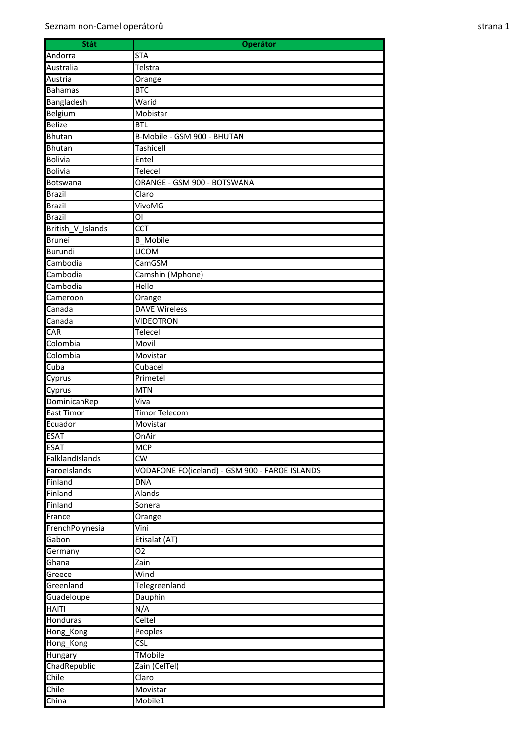Seznam non-Camel operátorů

| Stát | Operátor |
|---|---|
| Andorra | STA |
| Australia | Telstra |
| Austria | Orange |
| Bahamas | BTC |
| Bangladesh | Warid |
| Belgium | Mobistar |
| Belize | BTL |
| Bhutan | B-Mobile - GSM 900 - BHUTAN |
| Bhutan | Tashicell |
| Bolivia | Entel |
| Bolivia | Telecel |
| Botswana | ORANGE - GSM 900 - BOTSWANA |
| Brazil | Claro |
| Brazil | VivoMG |
| Brazil | OI |
| British_V_Islands | CCT |
| Brunei | B_Mobile |
| Burundi | UCOM |
| Cambodia | CamGSM |
| Cambodia | Camshin (Mphone) |
| Cambodia | Hello |
| Cameroon | Orange |
| Canada | DAVE Wireless |
| Canada | VIDEOTRON |
| CAR | Telecel |
| Colombia | Movil |
| Colombia | Movistar |
| Cuba | Cubacel |
| Cyprus | Primetel |
| Cyprus | MTN |
| DominicanRep | Viva |
| East Timor | Timor Telecom |
| Ecuador | Movistar |
| ESAT | OnAir |
| ESAT | MCP |
| FalklandIslands | CW |
| FaroeIslands | VODAFONE FO(iceland) - GSM 900 - FAROE ISLANDS |
| Finland | DNA |
| Finland | Alands |
| Finland | Sonera |
| France | Orange |
| FrenchPolynesia | Vini |
| Gabon | Etisalat (AT) |
| Germany | O2 |
| Ghana | Zain |
| Greece | Wind |
| Greenland | Telegreenland |
| Guadeloupe | Dauphin |
| HAITI | N/A |
| Honduras | Celtel |
| Hong_Kong | Peoples |
| Hong_Kong | CSL |
| Hungary | TMobile |
| ChadRepublic | Zain (CelTel) |
| Chile | Claro |
| Chile | Movistar |
| China | Mobile1 |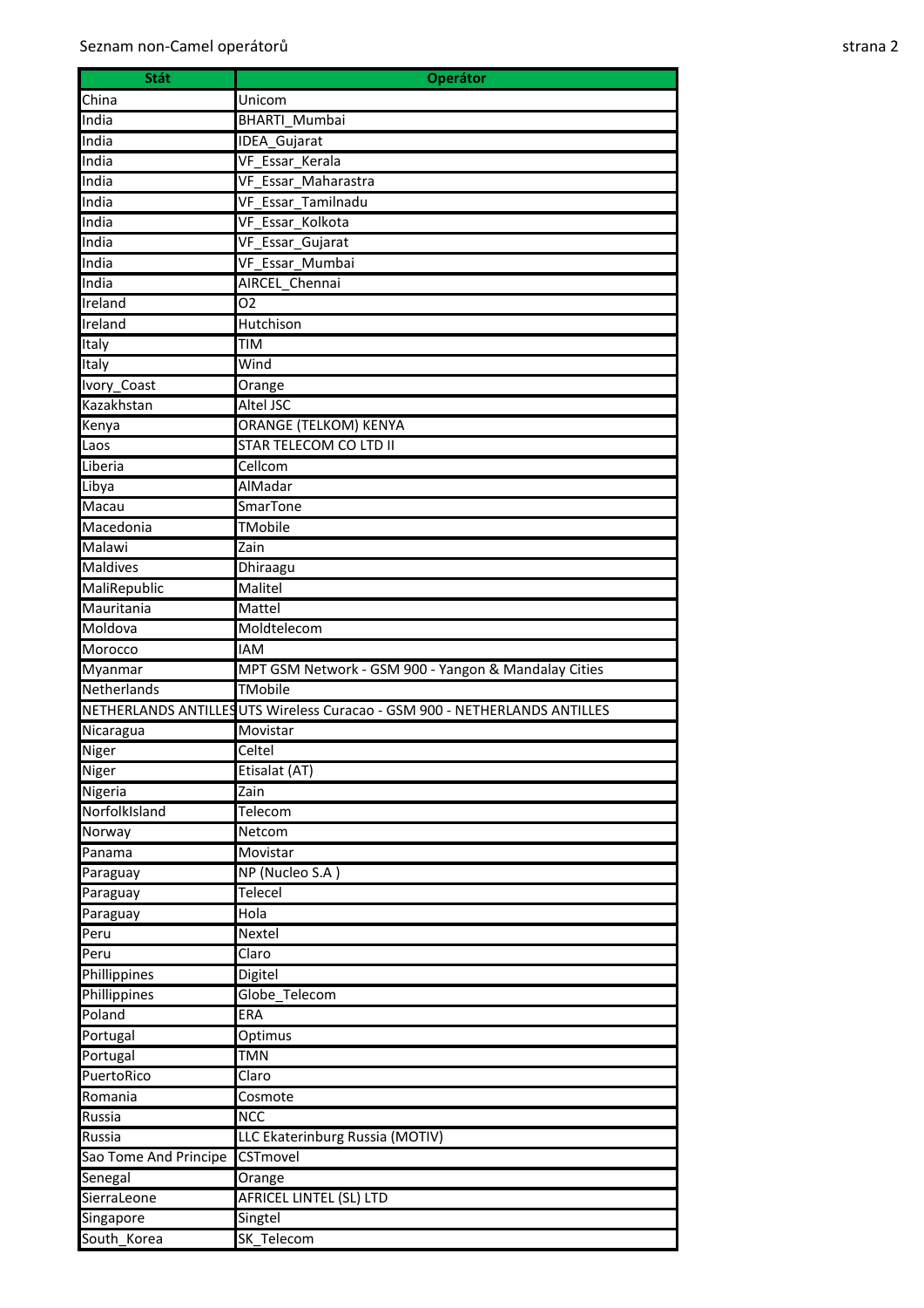Seznam non-Camel operátorů

| Stát | Operátor |
|---|---|
| China | Unicom |
| India | BHARTI_Mumbai |
| India | IDEA_Gujarat |
| India | VF_Essar_Kerala |
| India | VF_Essar_Maharastra |
| India | VF_Essar_Tamilnadu |
| India | VF_Essar_Kolkota |
| India | VF_Essar_Gujarat |
| India | VF_Essar_Mumbai |
| India | AIRCEL_Chennai |
| Ireland | O2 |
| Ireland | Hutchison |
| Italy | TIM |
| Italy | Wind |
| Ivory_Coast | Orange |
| Kazakhstan | Altel JSC |
| Kenya | ORANGE (TELKOM) KENYA |
| Laos | STAR TELECOM CO LTD II |
| Liberia | Cellcom |
| Libya | AlMadar |
| Macau | SmarTone |
| Macedonia | TMobile |
| Malawi | Zain |
| Maldives | Dhiraagu |
| MaliRepublic | Malitel |
| Mauritania | Mattel |
| Moldova | Moldtelecom |
| Morocco | IAM |
| Myanmar | MPT GSM Network - GSM 900 - Yangon & Mandalay Cities |
| Netherlands | TMobile |
| NETHERLANDS ANTILLES | UTS Wireless Curacao - GSM 900 - NETHERLANDS ANTILLES |
| Nicaragua | Movistar |
| Niger | Celtel |
| Niger | Etisalat (AT) |
| Nigeria | Zain |
| NorfolkIsland | Telecom |
| Norway | Netcom |
| Panama | Movistar |
| Paraguay | NP (Nucleo S.A ) |
| Paraguay | Telecel |
| Paraguay | Hola |
| Peru | Nextel |
| Peru | Claro |
| Phillippines | Digitel |
| Phillippines | Globe_Telecom |
| Poland | ERA |
| Portugal | Optimus |
| Portugal | TMN |
| PuertoRico | Claro |
| Romania | Cosmote |
| Russia | NCC |
| Russia | LLC Ekaterinburg Russia (MOTIV) |
| Sao Tome And Principe | CSTmovel |
| Senegal | Orange |
| SierraLeone | AFRICEL LINTEL (SL) LTD |
| Singapore | Singtel |
| South_Korea | SK_Telecom |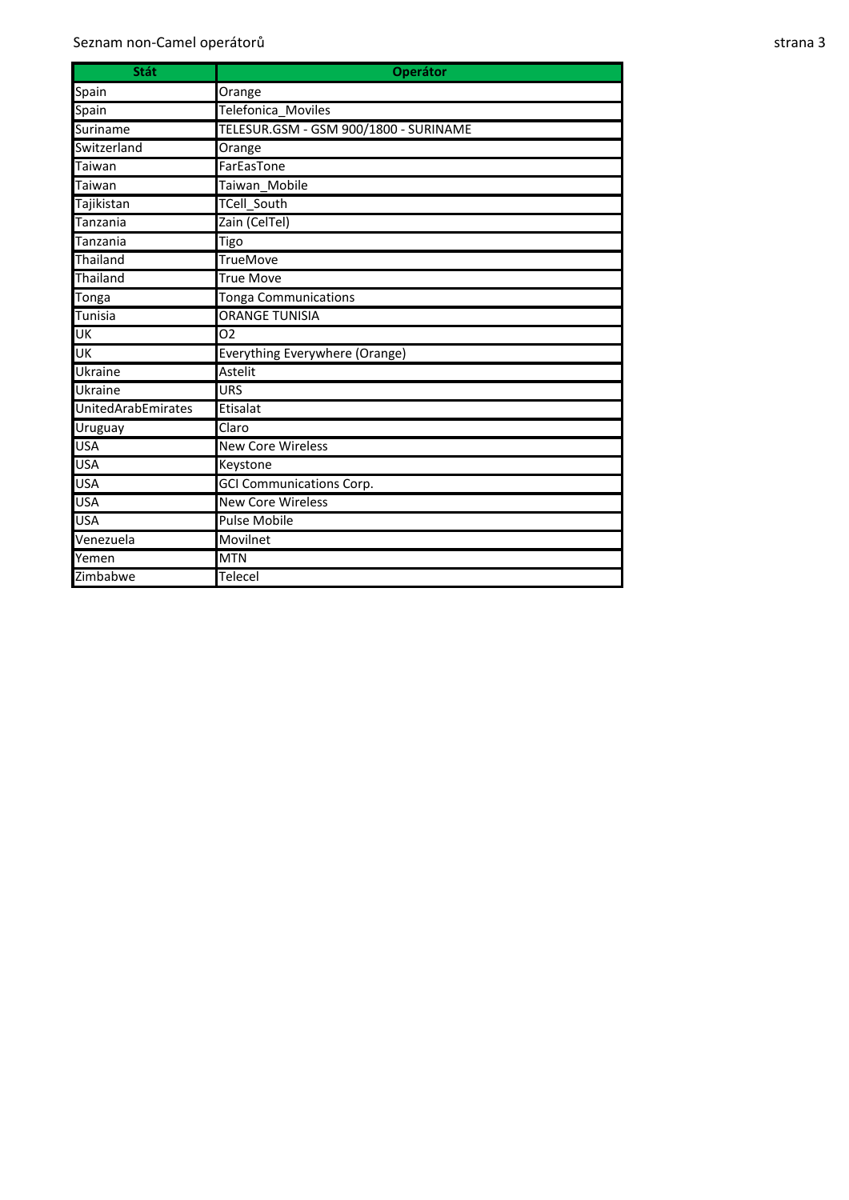| Stát | Operátor |
|---|---|
| Spain | Orange |
| Spain | Telefonica_Moviles |
| Suriname | TELESUR.GSM - GSM 900/1800 - SURINAME |
| Switzerland | Orange |
| Taiwan | FarEasTone |
| Taiwan | Taiwan_Mobile |
| Tajikistan | TCell_South |
| Tanzania | Zain (CelTel) |
| Tanzania | Tigo |
| Thailand | TrueMove |
| Thailand | True Move |
| Tonga | Tonga Communications |
| Tunisia | ORANGE TUNISIA |
| UK | O2 |
| UK | Everything Everywhere (Orange) |
| Ukraine | Astelit |
| Ukraine | URS |
| UnitedArabEmirates | Etisalat |
| Uruguay | Claro |
| USA | New Core Wireless |
| USA | Keystone |
| USA | GCI Communications Corp. |
| USA | New Core Wireless |
| USA | Pulse Mobile |
| Venezuela | Movilnet |
| Yemen | MTN |
| Zimbabwe | Telecel |